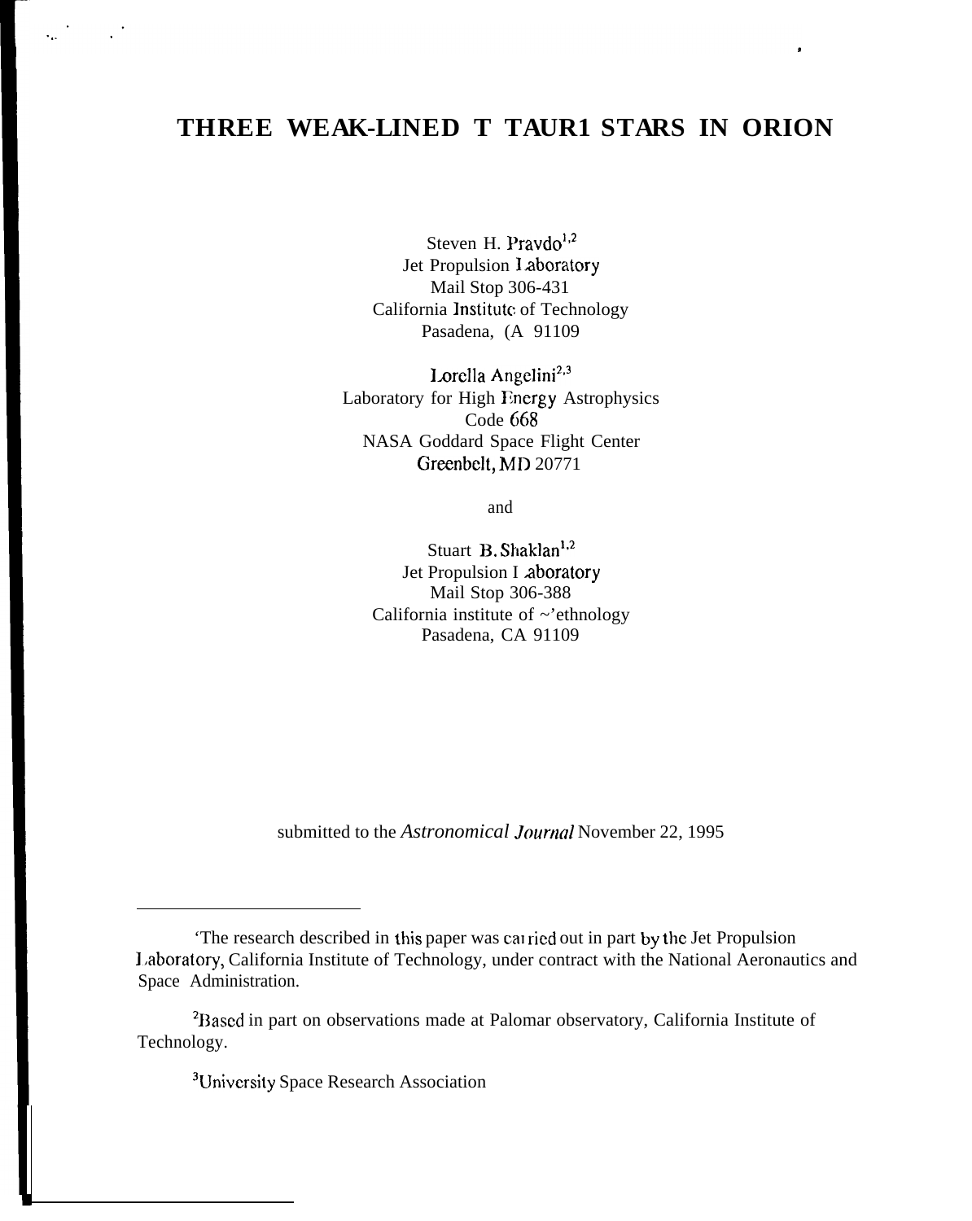# THREE WEAK-LINED T TAUR1 STARS IN ORION

Steven H. Pravdo[1,2]
Jet Propulsion Laboratory
Mail Stop 306-431
California Institute of Technology
Pasadena, (A 91109

Lorella Angelini[2,3]
Laboratory for High Energy Astrophysics
Code 668
NASA Goddard Space Flight Center
Greenbelt, MD 20771

and

Stuart B. Shaklan[1,2]
Jet Propulsion Laboratory
Mail Stop 306-388
California institute of ~'ethnology
Pasadena, CA 91109

submitted to the *Astronomical Journal* November 22, 1995

---

[1]The research described in this paper was carried out in part by the Jet Propulsion Laboratory, California Institute of Technology, under contract with the National Aeronautics and Space Administration.

[2]Based in part on observations made at Palomar observatory, California Institute of Technology.

[3]University Space Research Association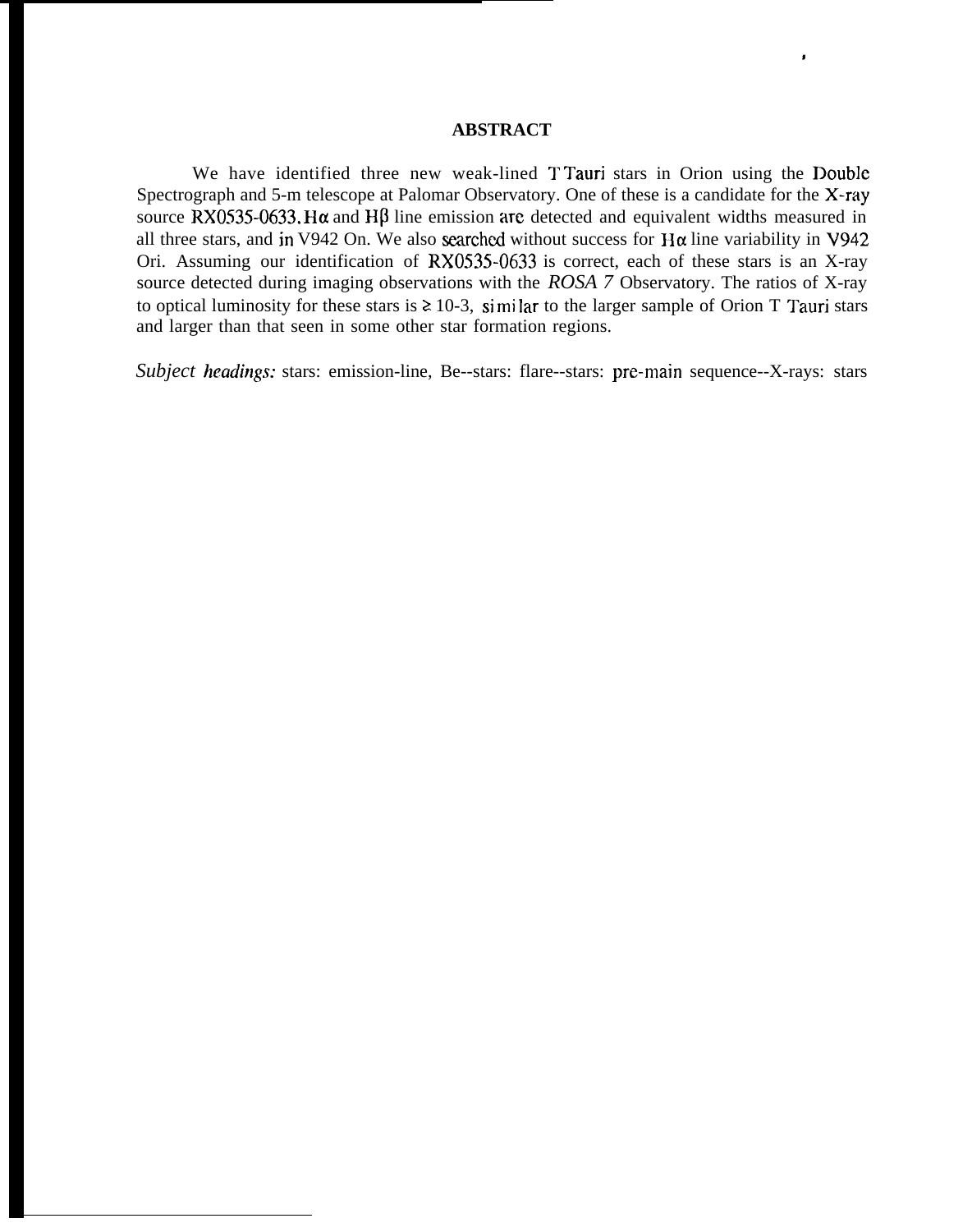## ABSTRACT

We have identified three new weak-lined T Tauri stars in Orion using the Double Spectrograph and 5-m telescope at Palomar Observatory. One of these is a candidate for the X-ray source RX0535-0633. Hα and Hβ line emission are detected and equivalent widths measured in all three stars, and in V942 On. We also searched without success for Hα line variability in V942 Ori. Assuming our identification of RX0535-0633 is correct, each of these stars is an X-ray source detected during imaging observations with the *ROSA 7* Observatory. The ratios of X-ray to optical luminosity for these stars is $\gtrsim 10^{-3}$, similar to the larger sample of Orion T Tauri stars and larger than that seen in some other star formation regions.

*Subject headings:* stars: emission-line, Be--stars: flare--stars: pre-main sequence--X-rays: stars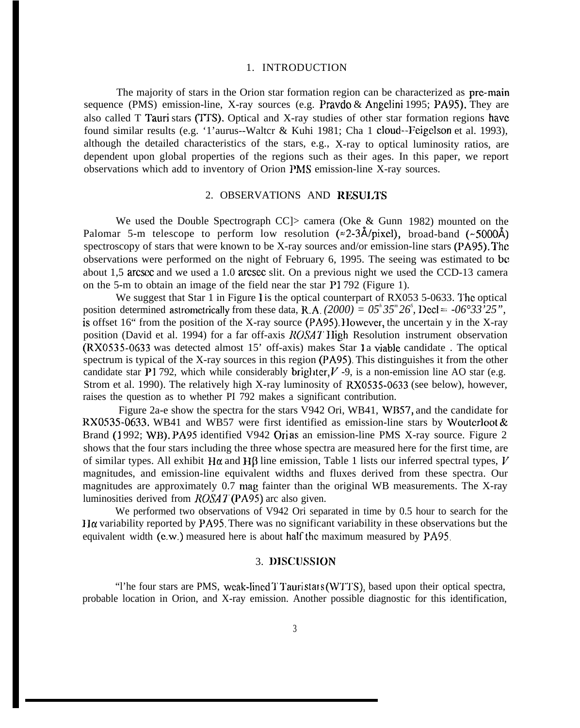## 1. INTRODUCTION

The majority of stars in the Orion star formation region can be characterized as pre-main sequence (PMS) emission-line, X-ray sources (e.g. Pravdo & Angelini 1995; PA95). They are also called T Tauri stars (TTS). Optical and X-ray studies of other star formation regions have found similar results (e.g. '1'aurus--Waltcr & Kuhi 1981; Cha 1 cloud--Feigelson et al. 1993), although the detailed characteristics of the stars, e.g., X-ray to optical luminosity ratios, are dependent upon global properties of the regions such as their ages. In this paper, we report observations which add to inventory of Orion PMS emission-line X-ray sources.

## 2. OBSERVATIONS AND RESULTS

We used the Double Spectrograph CC]> camera (Oke & Gunn 1982) mounted on the Palomar 5-m telescope to perform low resolution (≈2-3Å/pixel), broad-band (~5000Å) spectroscopy of stars that were known to be X-ray sources and/or emission-line stars (PA95). The observations were performed on the night of February 6, 1995. The seeing was estimated to be about 1,5 arcsec and we used a 1.0 arcsec slit. On a previous night we used the CCD-13 camera on the 5-m to obtain an image of the field near the star P1 792 (Figure 1).

We suggest that Star 1 in Figure 1 is the optical counterpart of RX053 5-0633. The optical position determined astrometrically from these data, R.A. *(2000) = 05$^h$35$^m$26$^s$*, Decl = *-06°33'25"*, is offset 16" from the position of the X-ray source (PA95). However, the uncertain y in the X-ray position (David et al. 1994) for a far off-axis *ROSAT* High Resolution instrument observation (RX0535-0633 was detected almost 15' off-axis) makes Star 1 a viable candidate . The optical spectrum is typical of the X-ray sources in this region (PA95). This distinguishes it from the other candidate star P1 792, which while considerably brighter, $V$ -9, is a non-emission line AO star (e.g. Strom et al. 1990). The relatively high X-ray luminosity of RX0535-0633 (see below), however, raises the question as to whether PI 792 makes a significant contribution.

Figure 2a-e show the spectra for the stars V942 Ori, WB41, WB57, and the candidate for RX0535-0633. WB41 and WB57 were first identified as emission-line stars by Wouterloot & Brand (1992; WB). PA95 identified V942 Ori as an emission-line PMS X-ray source. Figure 2 shows that the four stars including the three whose spectra are measured here for the first time, are of similar types. All exhibit H$\alpha$ and H$\beta$ line emission, Table 1 lists our inferred spectral types, $V$ magnitudes, and emission-line equivalent widths and fluxes derived from these spectra. Our magnitudes are approximately 0.7 mag fainter than the original WB measurements. The X-ray luminosities derived from *ROSAT* (PA95) arc also given.

We performed two observations of V942 Ori separated in time by 0.5 hour to search for the H$\alpha$ variability reported by PA95. There was no significant variability in these observations but the equivalent width (e.w.) measured here is about half the maximum measured by PA95.

## 3. DISCUSSION

"l'he four stars are PMS, weak-lined T Tauri stars (WTTS), based upon their optical spectra, probable location in Orion, and X-ray emission. Another possible diagnostic for this identification,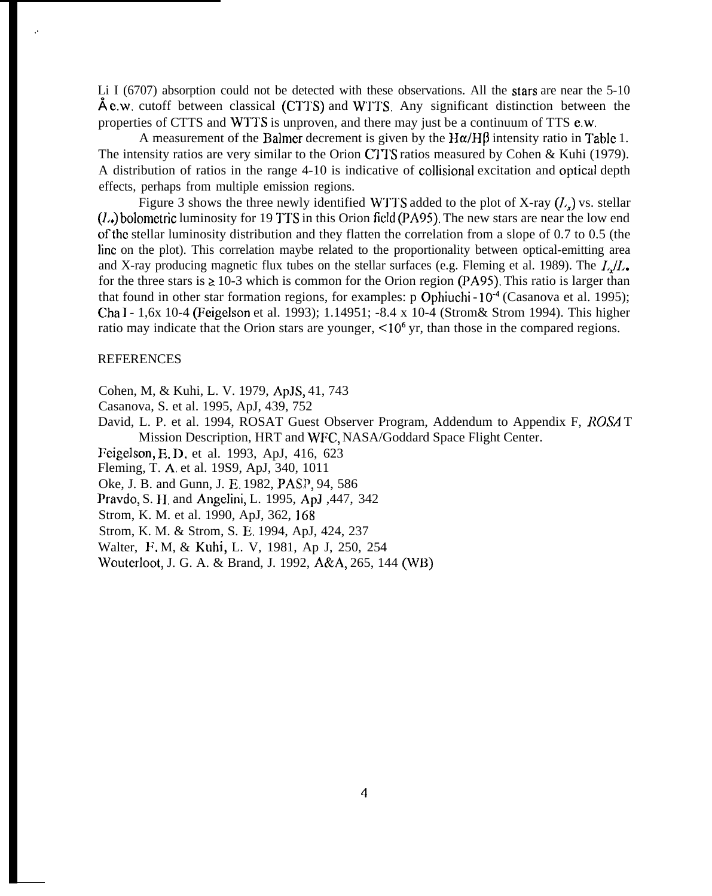Li I (6707) absorption could not be detected with these observations. All the stars are near the 5-10 Å e.w. cutoff between classical (CTTS) and WTTS. Any significant distinction between the properties of CTTS and WTTS is unproven, and there may just be a continuum of TTS e.w.

A measurement of the Balmer decrement is given by the Hα/Hβ intensity ratio in Table 1. The intensity ratios are very similar to the Orion CTTS ratios measured by Cohen & Kuhi (1979). A distribution of ratios in the range 4-10 is indicative of collisional excitation and optical depth effects, perhaps from multiple emission regions.

Figure 3 shows the three newly identified WTTS added to the plot of X-ray ($L_x$) vs. stellar ($L_*$) bolometric luminosity for 19 TTS in this Orion field (PA95). The new stars are near the low end of the stellar luminosity distribution and they flatten the correlation from a slope of 0.7 to 0.5 (the line on the plot). This correlation maybe related to the proportionality between optical-emitting area and X-ray producing magnetic flux tubes on the stellar surfaces (e.g. Fleming et al. 1989). The $L_x/L_*$ for the three stars is $\gtrsim$ 10-3 which is common for the Orion region (PA95). This ratio is larger than that found in other star formation regions, for examples: p Ophiuchi - $10^{-4}$ (Casanova et al. 1995); Cha I - 1,6x 10-4 (Feigelson et al. 1993); 1.14951; -8.4 x 10-4 (Strom& Strom 1994). This higher ratio may indicate that the Orion stars are younger, $<10^6$ yr, than those in the compared regions.

REFERENCES

Cohen, M, & Kuhi, L. V. 1979, ApJS, 41, 743

Casanova, S. et al. 1995, ApJ, 439, 752

David, L. P. et al. 1994, ROSAT Guest Observer Program, Addendum to Appendix F, *ROSAT* Mission Description, HRT and WFC, NASA/Goddard Space Flight Center.

Feigelson, E. D. et al. 1993, ApJ, 416, 623

Fleming, T. A. et al. 19S9, ApJ, 340, 1011

Oke, J. B. and Gunn, J. E. 1982, PASP, 94, 586

Pravdo, S. H. and Angelini, L. 1995, ApJ ,447, 342

Strom, K. M. et al. 1990, ApJ, 362, 168

Strom, K. M. & Strom, S. E. 1994, ApJ, 424, 237

Walter, F. M, & Kuhi, L. V, 1981, Ap J, 250, 254

Wouterloot, J. G. A. & Brand, J. 1992, A&A, 265, 144 (WB)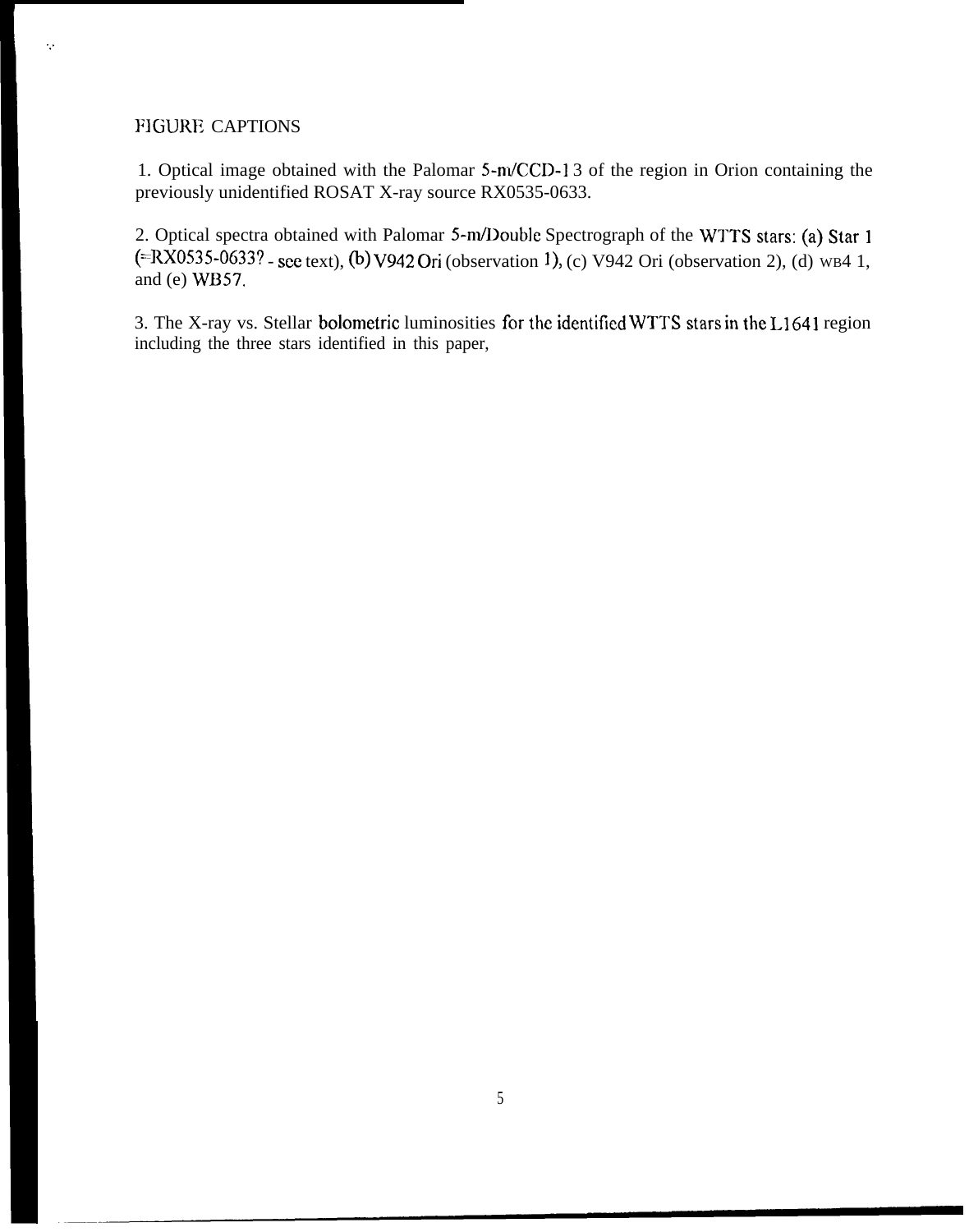# FIGURE CAPTIONS

1. Optical image obtained with the Palomar 5-m/CCD-13 of the region in Orion containing the previously unidentified ROSAT X-ray source RX0535-0633.

2. Optical spectra obtained with Palomar 5-m/Double Spectrograph of the WTTS stars: (a) Star 1 (=RX0535-0633? - see text), (b) V942 Ori (observation 1), (c) V942 Ori (observation 2), (d) WB4 1, and (e) WB57.

3. The X-ray vs. Stellar bolometric luminosities for the identified WTTS stars in the L1641 region including the three stars identified in this paper,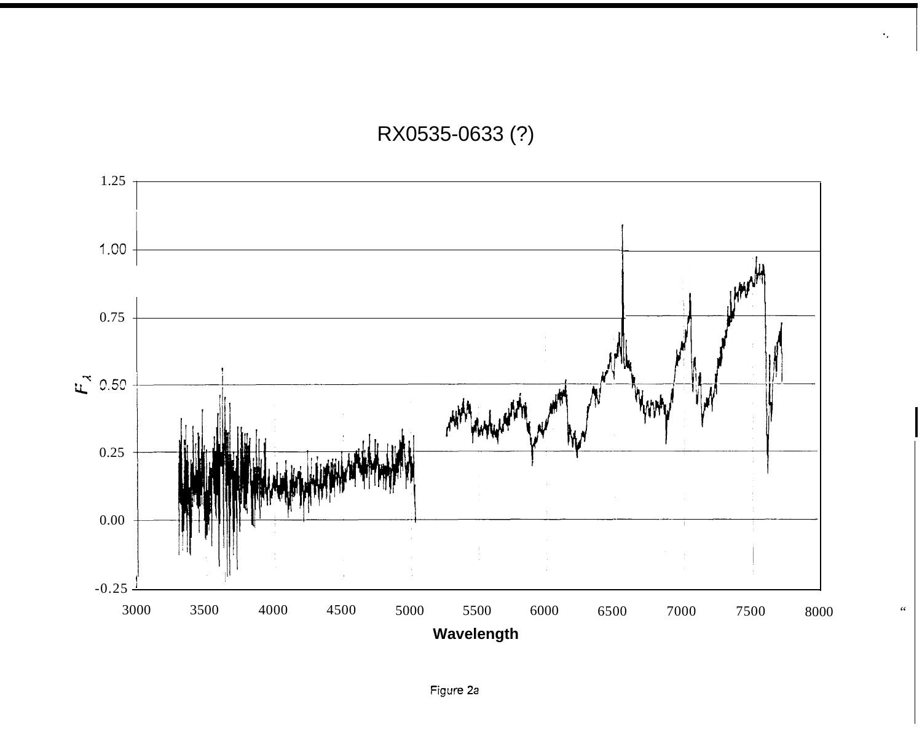RX0535-0633 (?)

$F_\lambda$

Wavelength

Figure 2a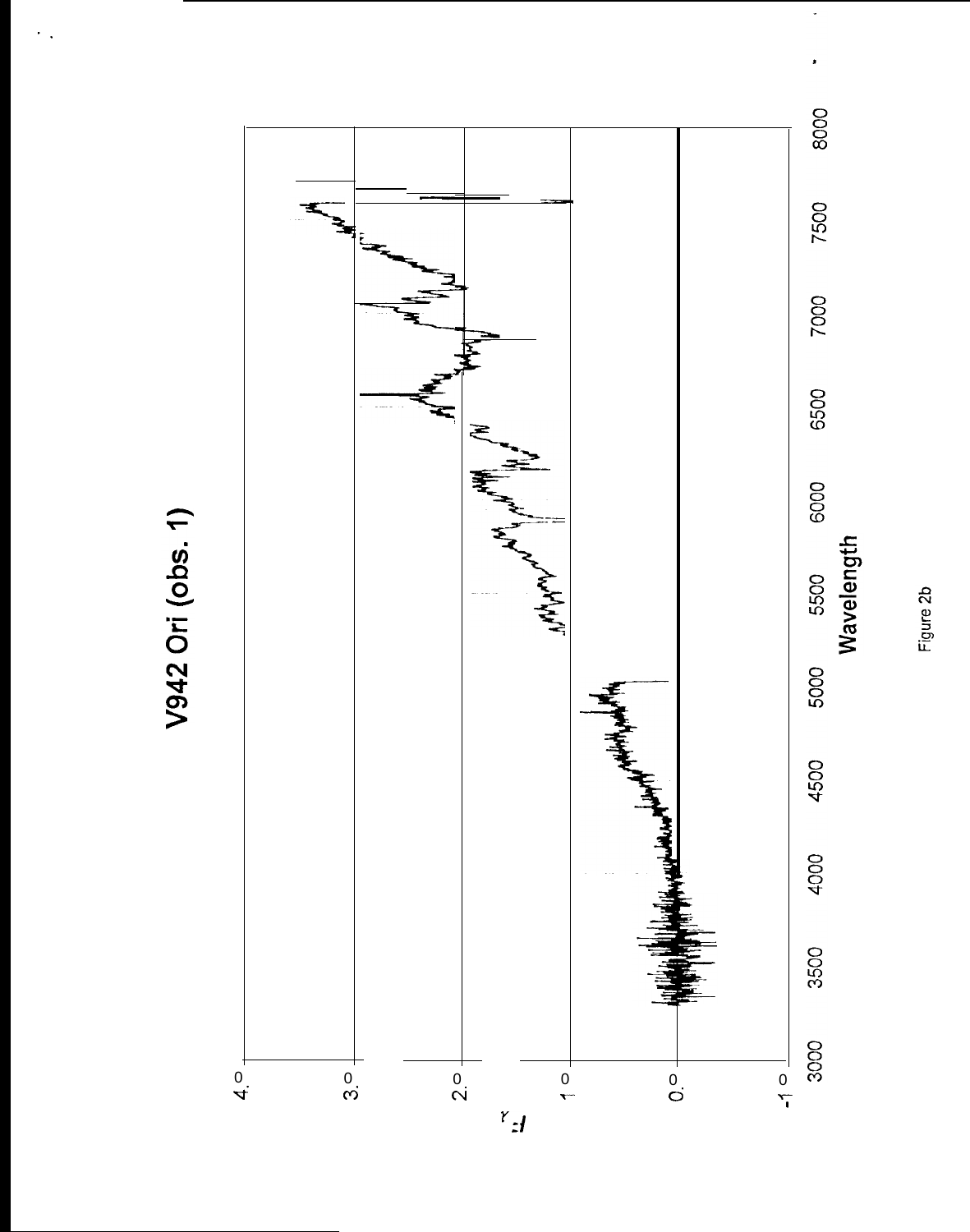# V942 Ori (obs. 1)

Figure 2b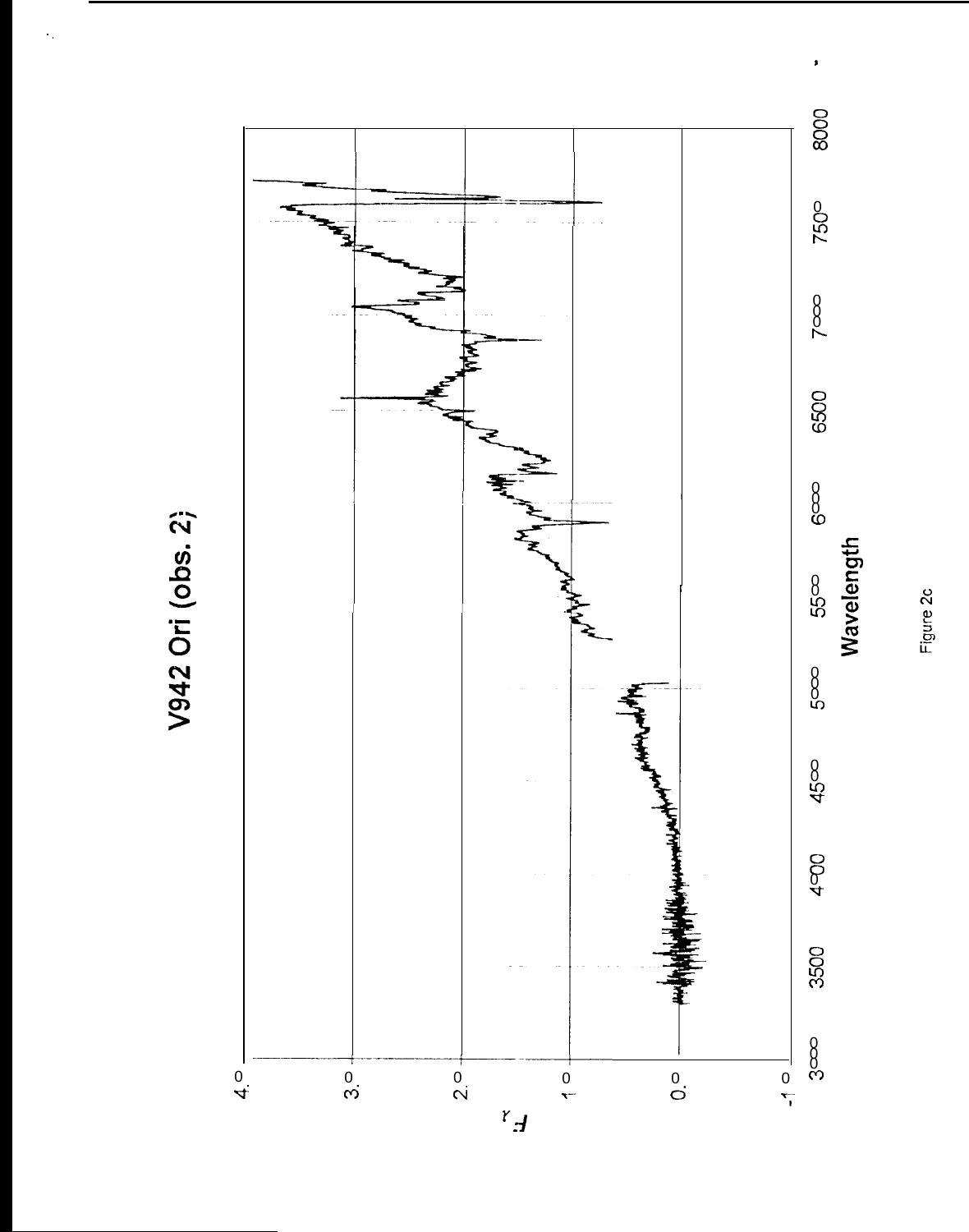V942 Ori (obs. 2)

Figure 2c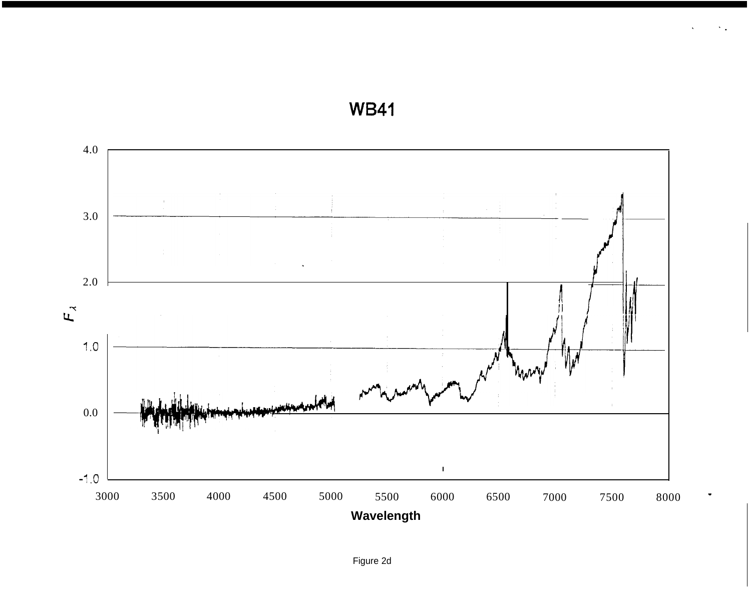Figure 2d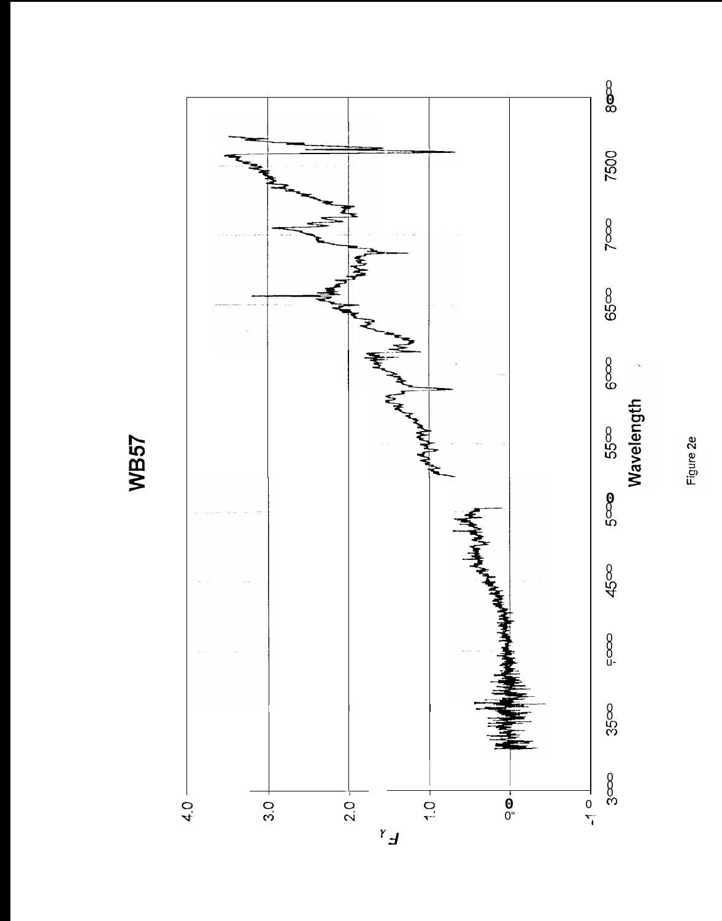# WB57

Figure 2e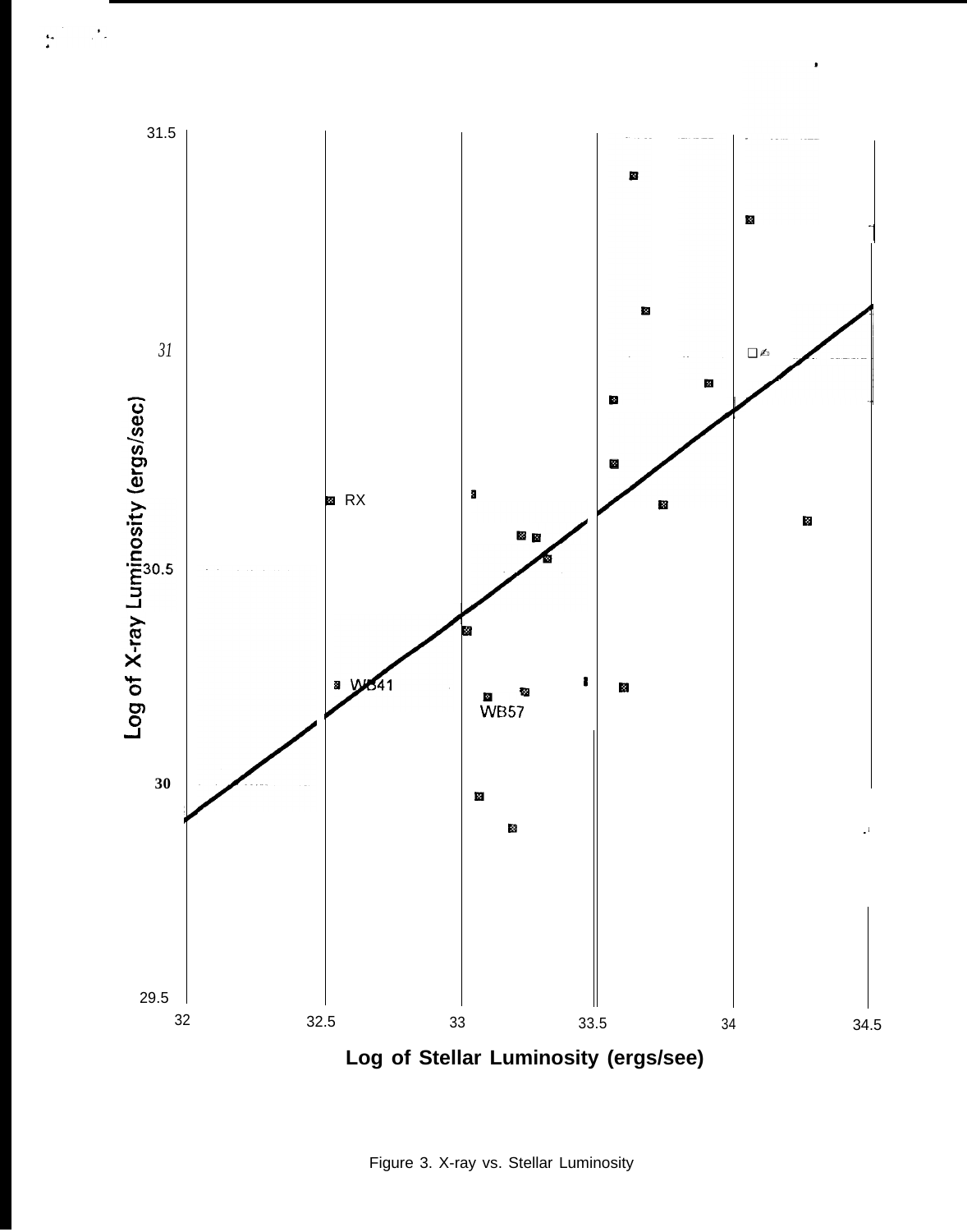31.5

31

30.5

30

29.5

Log of X-ray Luminosity (ergs/sec)

RX

WB41

WB57

32

32.5

33

33.5

34

34.5

Log of Stellar Luminosity (ergs/see)

Figure 3. X-ray vs. Stellar Luminosity